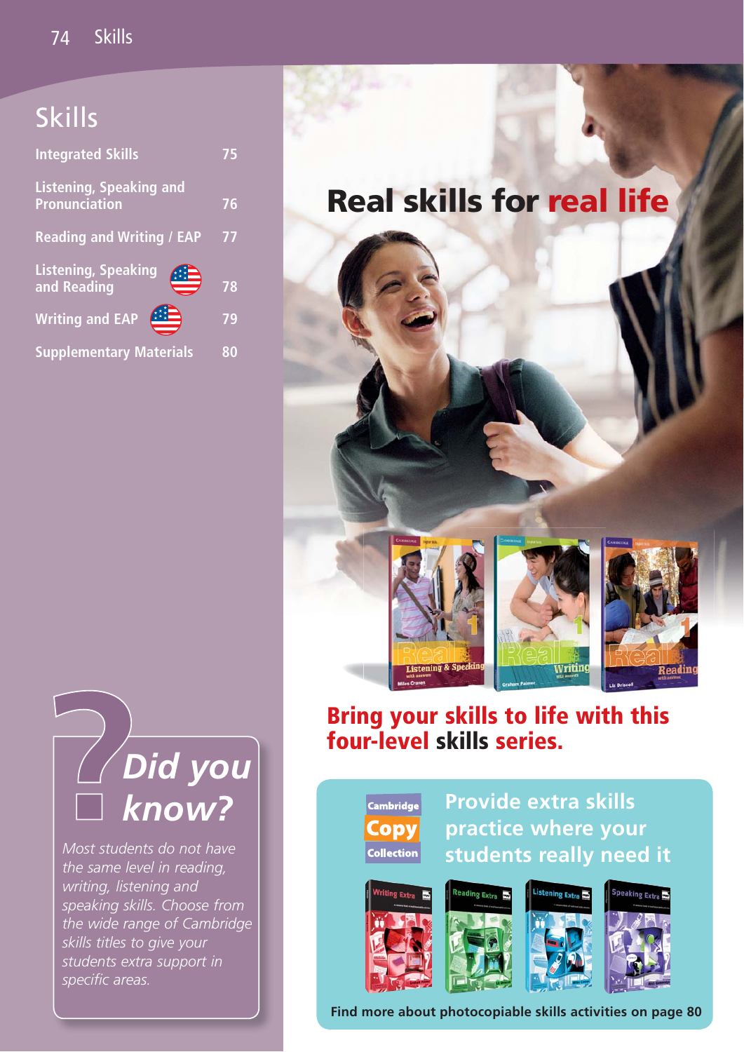# Skills

| | |
|---|---|
| Integrated Skills | 75 |
| Listening, Speaking and Pronunciation | 76 |
| Reading and Writing / EAP | 77 |
| Listening, Speaking and Reading | 78 |
| Writing and EAP | 79 |
| Supplementary Materials | 80 |

## Did you know?

*Most students do not have the same level in reading, writing, listening and speaking skills. Choose from the wide range of Cambridge skills titles to give your students extra support in specific areas.*

## Real skills for real life

**Bring your skills to life with this four-level skills series.**

**Cambridge Copy Collection**

**Provide extra skills practice where your students really need it**

**Find more about photocopiable skills activities on page 80**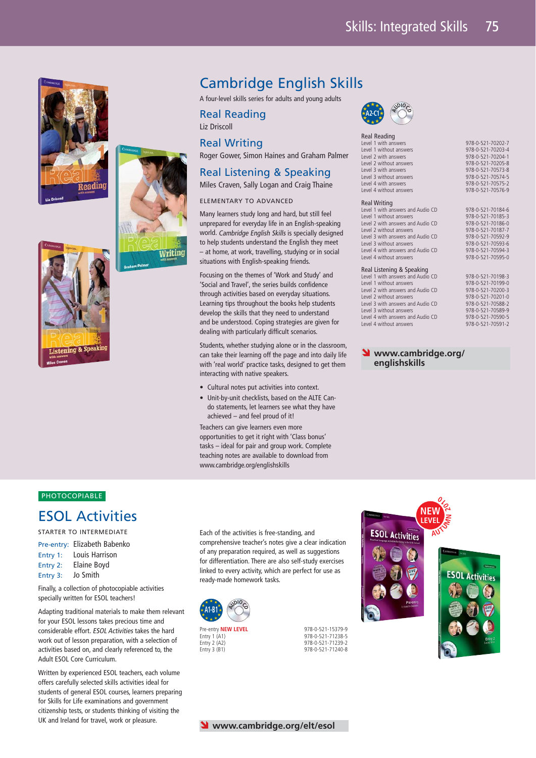# Cambridge English Skills

A four-level skills series for adults and young adults

## Real Reading

Liz Driscoll

## Real Writing

Roger Gower, Simon Haines and Graham Palmer

## Real Listening & Speaking

Miles Craven, Sally Logan and Craig Thaine

ELEMENTARY TO ADVANCED

Many learners study long and hard, but still feel unprepared for everyday life in an English-speaking world. *Cambridge English Skills* is specially designed to help students understand the English they meet – at home, at work, travelling, studying or in social situations with English-speaking friends.

Focusing on the themes of 'Work and Study' and 'Social and Travel', the series builds confidence through activities based on everyday situations. Learning tips throughout the books help students develop the skills that they need to understand and be understood. Coping strategies are given for dealing with particularly difficult scenarios.

Students, whether studying alone or in the classroom, can take their learning off the page and into daily life with 'real world' practice tasks, designed to get them interacting with native speakers.

- Cultural notes put activities into context.
- Unit-by-unit checklists, based on the ALTE Can-do statements, let learners see what they have achieved – and feel proud of it!

Teachers can give learners even more opportunities to get it right with 'Class bonus' tasks – ideal for pair and group work. Complete teaching notes are available to download from www.cambridge.org/englishskills

A2-C1 · AUDIO CD

**Real Reading**

| | |
|---|---|
| Level 1 with answers | 978-0-521-70202-7 |
| Level 1 without answers | 978-0-521-70203-4 |
| Level 2 with answers | 978-0-521-70204-1 |
| Level 2 without answers | 978-0-521-70205-8 |
| Level 3 with answers | 978-0-521-70573-8 |
| Level 3 without answers | 978-0-521-70574-5 |
| Level 4 with answers | 978-0-521-70575-2 |
| Level 4 without answers | 978-0-521-70576-9 |

**Real Writing**

| | |
|---|---|
| Level 1 with answers and Audio CD | 978-0-521-70184-6 |
| Level 1 without answers | 978-0-521-70185-3 |
| Level 2 with answers and Audio CD | 978-0-521-70186-0 |
| Level 2 without answers | 978-0-521-70187-7 |
| Level 3 with answers and Audio CD | 978-0-521-70592-9 |
| Level 3 without answers | 978-0-521-70593-6 |
| Level 4 with answers and Audio CD | 978-0-521-70594-3 |
| Level 4 without answers | 978-0-521-70595-0 |

**Real Listening & Speaking**

| | |
|---|---|
| Level 1 with answers and Audio CD | 978-0-521-70198-3 |
| Level 1 without answers | 978-0-521-70199-0 |
| Level 2 with answers and Audio CD | 978-0-521-70200-3 |
| Level 2 without answers | 978-0-521-70201-0 |
| Level 3 with answers and Audio CD | 978-0-521-70588-2 |
| Level 3 without answers | 978-0-521-70589-9 |
| Level 4 with answers and Audio CD | 978-0-521-70590-5 |
| Level 4 without answers | 978-0-521-70591-2 |

**www.cambridge.org/englishskills**

PHOTOCOPIABLE

# ESOL Activities

STARTER TO INTERMEDIATE

Pre-entry: Elizabeth Babenko
Entry 1: Louis Harrison
Entry 2: Elaine Boyd
Entry 3: Jo Smith

Finally, a collection of photocopiable activities specially written for ESOL teachers!

Adapting traditional materials to make them relevant for your ESOL lessons takes precious time and considerable effort. *ESOL Activities* takes the hard work out of lesson preparation, with a selection of activities based on, and clearly referenced to, the Adult ESOL Core Curriculum.

Written by experienced ESOL teachers, each volume offers carefully selected skills activities ideal for students of general ESOL courses, learners preparing for Skills for Life examinations and government citizenship tests, or students thinking of visiting the UK and Ireland for travel, work or pleasure.

Each of the activities is free-standing, and comprehensive teacher's notes give a clear indication of any preparation required, as well as suggestions for differentiation. There are also self-study exercises linked to every activity, which are perfect for use as ready-made homework tasks.

A1-B1 · AUDIO CD

| | |
|---|---|
| Pre-entry **NEW LEVEL** | 978-0-521-15379-9 |
| Entry 1 (A1) | 978-0-521-71238-5 |
| Entry 2 (A2) | 978-0-521-71239-2 |
| Entry 3 (B1) | 978-0-521-71240-8 |

**www.cambridge.org/elt/esol**

NEW LEVEL AUTUMN 2010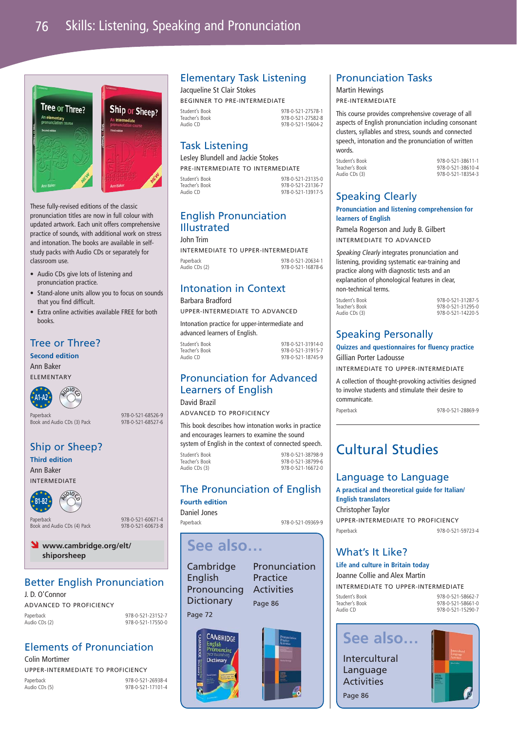# Skills: Listening, Speaking and Pronunciation

These fully-revised editions of the classic pronunciation titles are now in full colour with updated artwork. Each unit offers comprehensive practice of sounds, with additional work on stress and intonation. The books are available in self-study packs with Audio CDs or separately for classroom use.

- Audio CDs give lots of listening and pronunciation practice.
- Stand-alone units allow you to focus on sounds that you find difficult.
- Extra online activities available FREE for both books.

## Tree or Three?

**Second edition**

Ann Baker

ELEMENTARY

A1-A2 · AUDIO CD

| | |
|---|---|
| Paperback | 978-0-521-68526-9 |
| Book and Audio CDs (3) Pack | 978-0-521-68527-6 |

## Ship or Sheep?

**Third edition**

Ann Baker

INTERMEDIATE

B1-B2 · AUDIO CD

| | |
|---|---|
| Paperback | 978-0-521-60671-4 |
| Book and Audio CDs (4) Pack | 978-0-521-60673-8 |

**www.cambridge.org/elt/shiporsheep**

## Better English Pronunciation

J. D. O'Connor

ADVANCED TO PROFICIENCY

| | |
|---|---|
| Paperback | 978-0-521-23152-7 |
| Audio CDs (2) | 978-0-521-17550-0 |

## Elements of Pronunciation

Colin Mortimer

UPPER-INTERMEDIATE TO PROFICIENCY

| | |
|---|---|
| Paperback | 978-0-521-26938-4 |
| Audio CDs (5) | 978-0-521-17101-4 |

## Elementary Task Listening

Jacqueline St Clair Stokes

BEGINNER TO PRE-INTERMEDIATE

| | |
|---|---|
| Student's Book | 978-0-521-27578-1 |
| Teacher's Book | 978-0-521-27582-8 |
| Audio CD | 978-0-521-15604-2 |

## Task Listening

Lesley Blundell and Jackie Stokes

PRE-INTERMEDIATE TO INTERMEDIATE

| | |
|---|---|
| Student's Book | 978-0-521-23135-0 |
| Teacher's Book | 978-0-521-23136-7 |
| Audio CD | 978-0-521-13917-5 |

## English Pronunciation Illustrated

John Trim

INTERMEDIATE TO UPPER-INTERMEDIATE

| | |
|---|---|
| Paperback | 978-0-521-20634-1 |
| Audio CDs (2) | 978-0-521-16878-6 |

## Intonation in Context

Barbara Bradford

UPPER-INTERMEDIATE TO ADVANCED

Intonation practice for upper-intermediate and advanced learners of English.

| | |
|---|---|
| Student's Book | 978-0-521-31914-0 |
| Teacher's Book | 978-0-521-31915-7 |
| Audio CD | 978-0-521-18745-9 |

## Pronunciation for Advanced Learners of English

David Brazil

ADVANCED TO PROFICIENCY

This book describes how intonation works in practice and encourages learners to examine the sound system of English in the context of connected speech.

| | |
|---|---|
| Student's Book | 978-0-521-38798-9 |
| Teacher's Book | 978-0-521-38799-6 |
| Audio CDs (3) | 978-0-521-16672-0 |

## The Pronunciation of English

**Fourth edition**

Daniel Jones

| | |
|---|---|
| Paperback | 978-0-521-09369-9 |

### See also...

Cambridge English Pronouncing Dictionary — Page 72

Pronunciation Practice Activities — Page 86

## Pronunciation Tasks

Martin Hewings

PRE-INTERMEDIATE

This course provides comprehensive coverage of all aspects of English pronunciation including consonant clusters, syllables and stress, sounds and connected speech, intonation and the pronunciation of written words.

| | |
|---|---|
| Student's Book | 978-0-521-38611-1 |
| Teacher's Book | 978-0-521-38610-4 |
| Audio CDs (3) | 978-0-521-18354-3 |

## Speaking Clearly

**Pronunciation and listening comprehension for learners of English**

Pamela Rogerson and Judy B. Gilbert

INTERMEDIATE TO ADVANCED

*Speaking Clearly* integrates pronunciation and listening, providing systematic ear-training and practice along with diagnostic tests and an explanation of phonological features in clear, non-technical terms.

| | |
|---|---|
| Student's Book | 978-0-521-31287-5 |
| Teacher's Book | 978-0-521-31295-0 |
| Audio CDs (3) | 978-0-521-14220-5 |

## Speaking Personally

**Quizzes and questionnaires for fluency practice**

Gillian Porter Ladousse

INTERMEDIATE TO UPPER-INTERMEDIATE

A collection of thought-provoking activities designed to involve students and stimulate their desire to communicate.

| | |
|---|---|
| Paperback | 978-0-521-28869-9 |

# Cultural Studies

## Language to Language

**A practical and theoretical guide for Italian/English translators**

Christopher Taylor

UPPER-INTERMEDIATE TO PROFICIENCY

| | |
|---|---|
| Paperback | 978-0-521-59723-4 |

## What's It Like?

**Life and culture in Britain today**

Joanne Collie and Alex Martin

INTERMEDIATE TO UPPER-INTERMEDIATE

| | |
|---|---|
| Student's Book | 978-0-521-58662-7 |
| Teacher's Book | 978-0-521-58661-0 |
| Audio CD | 978-0-521-15290-7 |

### See also...

Intercultural Language Activities — Page 86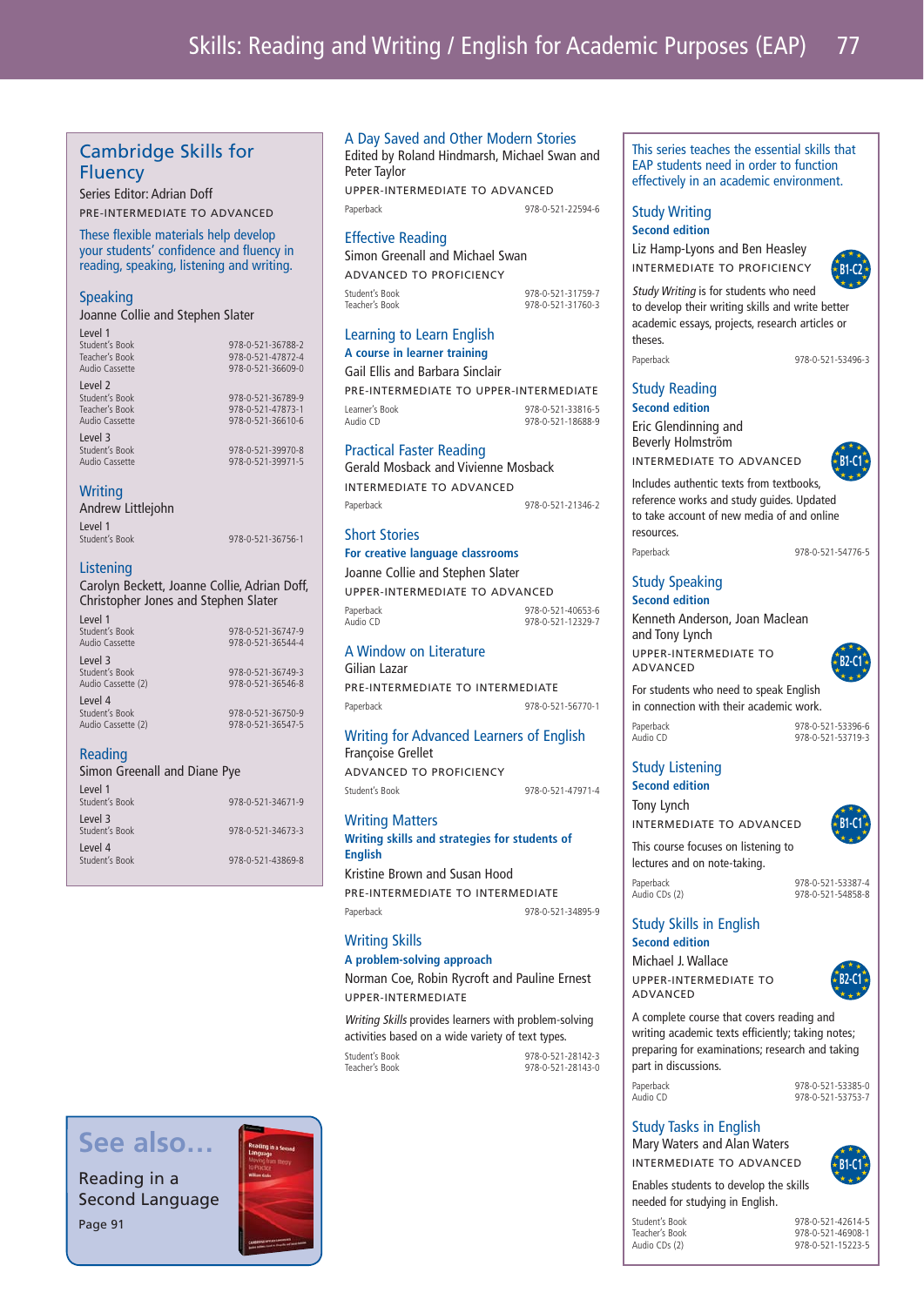## Cambridge Skills for Fluency

Series Editor: Adrian Doff

PRE-INTERMEDIATE TO ADVANCED

These flexible materials help develop your students' confidence and fluency in reading, speaking, listening and writing.

### Speaking

Joanne Collie and Stephen Slater

Level 1

| | |
|---|---|
| Student's Book | 978-0-521-36788-2 |
| Teacher's Book | 978-0-521-47872-4 |
| Audio Cassette | 978-0-521-36609-0 |

Level 2

| | |
|---|---|
| Student's Book | 978-0-521-36789-9 |
| Teacher's Book | 978-0-521-47873-1 |
| Audio Cassette | 978-0-521-36610-6 |

Level 3

| | |
|---|---|
| Student's Book | 978-0-521-39970-8 |
| Audio Cassette | 978-0-521-39971-5 |

### Writing

Andrew Littlejohn

Level 1

| | |
|---|---|
| Student's Book | 978-0-521-36756-1 |

### Listening

Carolyn Beckett, Joanne Collie, Adrian Doff, Christopher Jones and Stephen Slater

Level 1

| | |
|---|---|
| Student's Book | 978-0-521-36747-9 |
| Audio Cassette | 978-0-521-36544-4 |

Level 3

| | |
|---|---|
| Student's Book | 978-0-521-36749-3 |
| Audio Cassette (2) | 978-0-521-36546-8 |

Level 4

| | |
|---|---|
| Student's Book | 978-0-521-36750-9 |
| Audio Cassette (2) | 978-0-521-36547-5 |

### Reading

Simon Greenall and Diane Pye

Level 1

| | |
|---|---|
| Student's Book | 978-0-521-34671-9 |

Level 3

| | |
|---|---|
| Student's Book | 978-0-521-34673-3 |

Level 4

| | |
|---|---|
| Student's Book | 978-0-521-43869-8 |

**See also...**

Reading in a Second Language

Page 91

## A Day Saved and Other Modern Stories

Edited by Roland Hindmarsh, Michael Swan and Peter Taylor

UPPER-INTERMEDIATE TO ADVANCED

| | |
|---|---|
| Paperback | 978-0-521-22594-6 |

## Effective Reading

Simon Greenall and Michael Swan

ADVANCED TO PROFICIENCY

| | |
|---|---|
| Student's Book | 978-0-521-31759-7 |
| Teacher's Book | 978-0-521-31760-3 |

## Learning to Learn English

**A course in learner training**

Gail Ellis and Barbara Sinclair

PRE-INTERMEDIATE TO UPPER-INTERMEDIATE

| | |
|---|---|
| Learner's Book | 978-0-521-33816-5 |
| Audio CD | 978-0-521-18688-9 |

## Practical Faster Reading

Gerald Mosback and Vivienne Mosback

INTERMEDIATE TO ADVANCED

| | |
|---|---|
| Paperback | 978-0-521-21346-2 |

## Short Stories

**For creative language classrooms**

Joanne Collie and Stephen Slater

UPPER-INTERMEDIATE TO ADVANCED

| | |
|---|---|
| Paperback | 978-0-521-40653-6 |
| Audio CD | 978-0-521-12329-7 |

## A Window on Literature

Gilian Lazar

PRE-INTERMEDIATE TO INTERMEDIATE

| | |
|---|---|
| Paperback | 978-0-521-56770-1 |

## Writing for Advanced Learners of English

Françoise Grellet

ADVANCED TO PROFICIENCY

| | |
|---|---|
| Student's Book | 978-0-521-47971-4 |

## Writing Matters

**Writing skills and strategies for students of English**

Kristine Brown and Susan Hood

PRE-INTERMEDIATE TO INTERMEDIATE

| | |
|---|---|
| Paperback | 978-0-521-34895-9 |

## Writing Skills

**A problem-solving approach**

Norman Coe, Robin Rycroft and Pauline Ernest

UPPER-INTERMEDIATE

*Writing Skills* provides learners with problem-solving activities based on a wide variety of text types.

| | |
|---|---|
| Student's Book | 978-0-521-28142-3 |
| Teacher's Book | 978-0-521-28143-0 |

This series teaches the essential skills that EAP students need in order to function effectively in an academic environment.

## Study Writing

**Second edition**

Liz Hamp-Lyons and Ben Heasley

INTERMEDIATE TO PROFICIENCY

B1-C2

*Study Writing* is for students who need to develop their writing skills and write better academic essays, projects, research articles or theses.

| | |
|---|---|
| Paperback | 978-0-521-53496-3 |

## Study Reading

**Second edition**

Eric Glendinning and Beverly Holmström

INTERMEDIATE TO ADVANCED

B1-C1

Includes authentic texts from textbooks, reference works and study guides. Updated to take account of new media of and online resources.

| | |
|---|---|
| Paperback | 978-0-521-54776-5 |

## Study Speaking

**Second edition**

Kenneth Anderson, Joan Maclean and Tony Lynch

UPPER-INTERMEDIATE TO ADVANCED

B2-C1

For students who need to speak English in connection with their academic work.

| | |
|---|---|
| Paperback | 978-0-521-53396-6 |
| Audio CD | 978-0-521-53719-3 |

## Study Listening

**Second edition**

Tony Lynch

INTERMEDIATE TO ADVANCED

B1-C1

This course focuses on listening to lectures and on note-taking.

| | |
|---|---|
| Paperback | 978-0-521-53387-4 |
| Audio CDs (2) | 978-0-521-54858-8 |

## Study Skills in English

**Second edition**

Michael J. Wallace

UPPER-INTERMEDIATE TO ADVANCED

B2-C1

A complete course that covers reading and writing academic texts efficiently; taking notes; preparing for examinations; research and taking part in discussions.

| | |
|---|---|
| Paperback | 978-0-521-53385-0 |
| Audio CD | 978-0-521-53753-7 |

## Study Tasks in English

Mary Waters and Alan Waters

INTERMEDIATE TO ADVANCED

B1-C1

Enables students to develop the skills needed for studying in English.

| | |
|---|---|
| Student's Book | 978-0-521-42614-5 |
| Teacher's Book | 978-0-521-46908-1 |
| Audio CDs (2) | 978-0-521-15223-5 |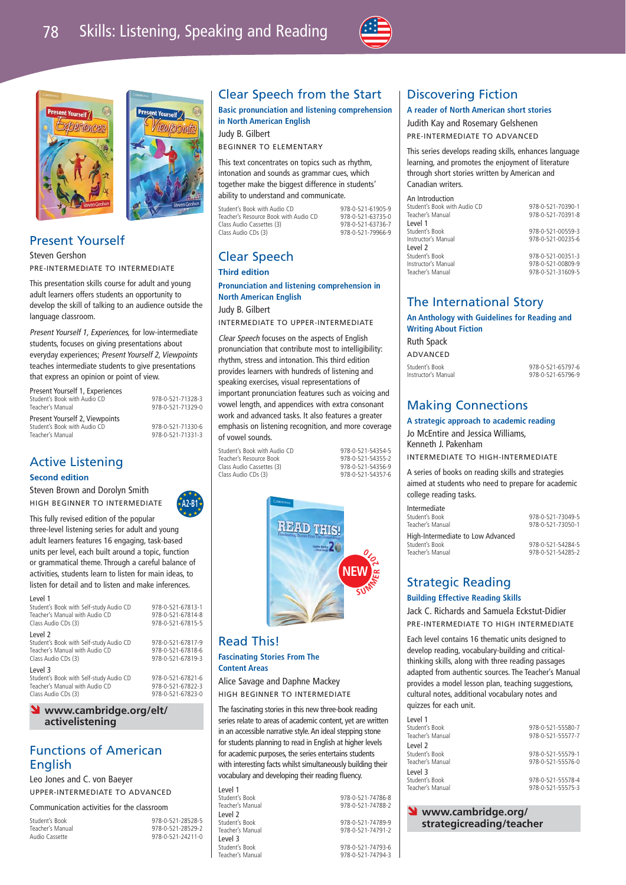# Skills: Listening, Speaking and Reading

## Present Yourself

Steven Gershon

PRE-INTERMEDIATE TO INTERMEDIATE

This presentation skills course for adult and young adult learners offers students an opportunity to develop the skill of talking to an audience outside the language classroom.

*Present Yourself 1, Experiences,* for low-intermediate students, focuses on giving presentations about everyday experiences; *Present Yourself 2, Viewpoints* teaches intermediate students to give presentations that express an opinion or point of view.

| Present Yourself 1, Experiences | |
|---|---|
| Student's Book with Audio CD | 978-0-521-71328-3 |
| Teacher's Manual | 978-0-521-71329-0 |
| **Present Yourself 2, Viewpoints** | |
| Student's Book with Audio CD | 978-0-521-71330-6 |
| Teacher's Manual | 978-0-521-71331-3 |

## Active Listening

**Second edition**

Steven Brown and Dorolyn Smith

HIGH BEGINNER TO INTERMEDIATE

A2-B1

This fully revised edition of the popular three-level listening series for adult and young adult learners features 16 engaging, task-based units per level, each built around a topic, function or grammatical theme. Through a careful balance of activities, students learn to listen for main ideas, to listen for detail and to listen and make inferences.

| Level 1 | |
|---|---|
| Student's Book with Self-study Audio CD | 978-0-521-67813-1 |
| Teacher's Manual with Audio CD | 978-0-521-67814-8 |
| Class Audio CDs (3) | 978-0-521-67815-5 |
| **Level 2** | |
| Student's Book with Self-study Audio CD | 978-0-521-67817-9 |
| Teacher's Manual with Audio CD | 978-0-521-67818-6 |
| Class Audio CDs (3) | 978-0-521-67819-3 |
| **Level 3** | |
| Student's Book with Self-study Audio CD | 978-0-521-67821-6 |
| Teacher's Manual with Audio CD | 978-0-521-67822-3 |
| Class Audio CDs (3) | 978-0-521-67823-0 |

**www.cambridge.org/elt/activelistening**

## Functions of American English

Leo Jones and C. von Baeyer

UPPER-INTERMEDIATE TO ADVANCED

Communication activities for the classroom

| Student's Book | 978-0-521-28528-5 |
|---|---|
| Teacher's Manual | 978-0-521-28529-2 |
| Audio Cassette | 978-0-521-24211-0 |

## Clear Speech from the Start

**Basic pronunciation and listening comprehension in North American English**

Judy B. Gilbert

BEGINNER TO ELEMENTARY

This text concentrates on topics such as rhythm, intonation and sounds as grammar cues, which together make the biggest difference in students' ability to understand and communicate.

| Student's Book with Audio CD | 978-0-521-61905-9 |
|---|---|
| Teacher's Resource Book with Audio CD | 978-0-521-63735-0 |
| Class Audio Cassettes (3) | 978-0-521-63736-7 |
| Class Audio CDs (3) | 978-0-521-79966-9 |

## Clear Speech

**Third edition**

**Pronunciation and listening comprehension in North American English**

Judy B. Gilbert

INTERMEDIATE TO UPPER-INTERMEDIATE

*Clear Speech* focuses on the aspects of English pronunciation that contribute most to intelligibility: rhythm, stress and intonation. This third edition provides learners with hundreds of listening and speaking exercises, visual representations of important pronunciation features such as voicing and vowel length, and appendices with extra consonant work and advanced tasks. It also features a greater emphasis on listening recognition, and more coverage of vowel sounds.

| Student's Book with Audio CD | 978-0-521-54354-5 |
|---|---|
| Teacher's Resource Book | 978-0-521-54355-2 |
| Class Audio Cassettes (3) | 978-0-521-54356-9 |
| Class Audio CDs (3) | 978-0-521-54357-6 |

NEW SUMMER 2010

## Read This!

**Fascinating Stories From The Content Areas**

Alice Savage and Daphne Mackey

HIGH BEGINNER TO INTERMEDIATE

The fascinating stories in this new three-book reading series relate to areas of academic content, yet are written in an accessible narrative style. An ideal stepping stone for students planning to read in English at higher levels for academic purposes, the series entertains students with interesting facts whilst simultaneously building their vocabulary and developing their reading fluency.

| Level 1 | |
|---|---|
| Student's Book | 978-0-521-74786-8 |
| Teacher's Manual | 978-0-521-74788-2 |
| **Level 2** | |
| Student's Book | 978-0-521-74789-9 |
| Teacher's Manual | 978-0-521-74791-2 |
| **Level 3** | |
| Student's Book | 978-0-521-74793-6 |
| Teacher's Manual | 978-0-521-74794-3 |

## Discovering Fiction

**A reader of North American short stories**

Judith Kay and Rosemary Gelshenen

PRE-INTERMEDIATE TO ADVANCED

This series develops reading skills, enhances language learning, and promotes the enjoyment of literature through short stories written by American and Canadian writers.

| An Introduction | |
|---|---|
| Student's Book with Audio CD | 978-0-521-70390-1 |
| Teacher's Manual | 978-0-521-70391-8 |
| **Level 1** | |
| Student's Book | 978-0-521-00559-3 |
| Instructor's Manual | 978-0-521-00235-6 |
| **Level 2** | |
| Student's Book | 978-0-521-00351-3 |
| Instructor's Manual | 978-0-521-00809-9 |
| Teacher's Manual | 978-0-521-31609-5 |

## The International Story

**An Anthology with Guidelines for Reading and Writing About Fiction**

Ruth Spack

ADVANCED

| Student's Book | 978-0-521-65797-6 |
|---|---|
| Instructor's Manual | 978-0-521-65796-9 |

## Making Connections

**A strategic approach to academic reading**

Jo McEntire and Jessica Williams, Kenneth J. Pakenham

INTERMEDIATE TO HIGH-INTERMEDIATE

A series of books on reading skills and strategies aimed at students who need to prepare for academic college reading tasks.

| Intermediate | |
|---|---|
| Student's Book | 978-0-521-73049-5 |
| Teacher's Manual | 978-0-521-73050-1 |
| **High-Intermediate to Low Advanced** | |
| Student's Book | 978-0-521-54284-5 |
| Teacher's Manual | 978-0-521-54285-2 |

## Strategic Reading

**Building Effective Reading Skills**

Jack C. Richards and Samuela Eckstut-Didier

PRE-INTERMEDIATE TO HIGH INTERMEDIATE

Each level contains 16 thematic units designed to develop reading, vocabulary-building and critical-thinking skills, along with three reading passages adapted from authentic sources. The Teacher's Manual provides a model lesson plan, teaching suggestions, cultural notes, additional vocabulary notes and quizzes for each unit.

| Level 1 | |
|---|---|
| Student's Book | 978-0-521-55580-7 |
| Teacher's Manual | 978-0-521-55577-7 |
| **Level 2** | |
| Student's Book | 978-0-521-55579-1 |
| Teacher's Manual | 978-0-521-55576-0 |
| **Level 3** | |
| Student's Book | 978-0-521-55578-4 |
| Teacher's Manual | 978-0-521-55575-3 |

**www.cambridge.org/strategicreading/teacher**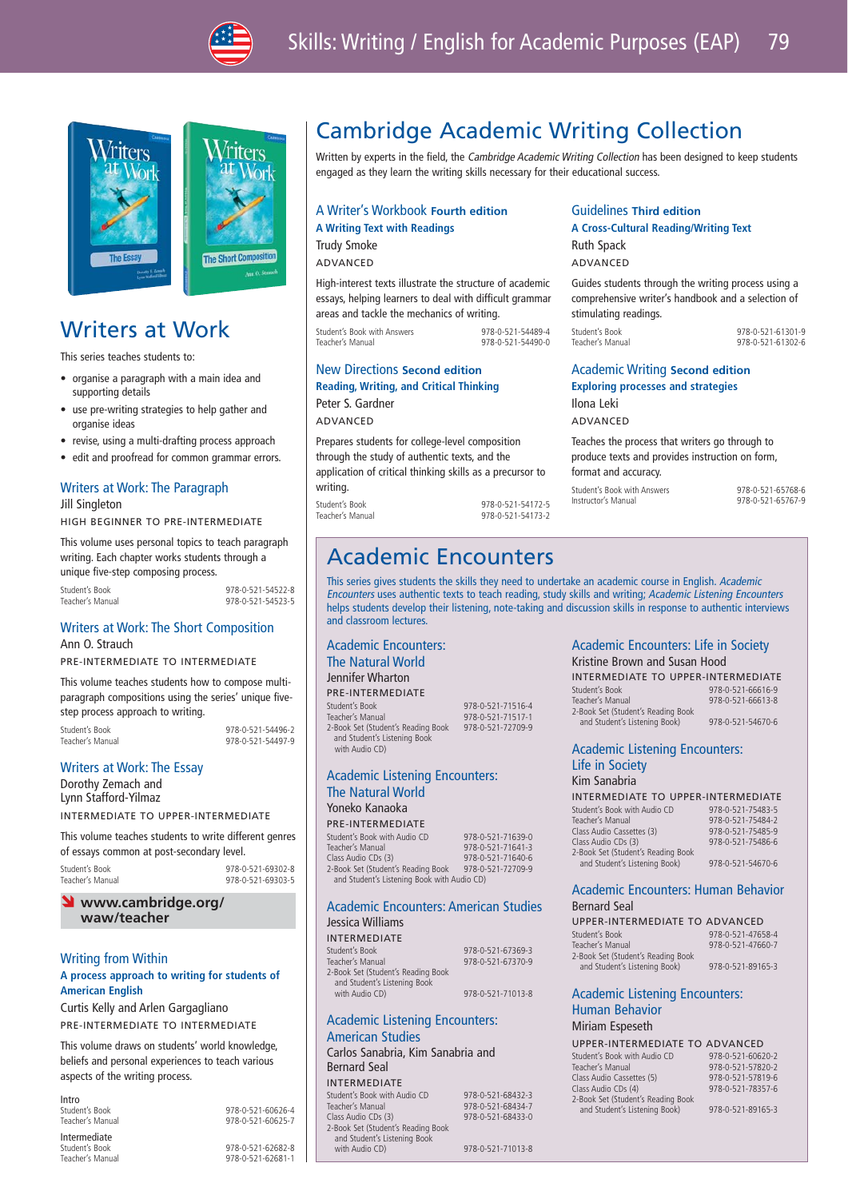# Writers at Work

This series teaches students to:

- organise a paragraph with a main idea and supporting details
- use pre-writing strategies to help gather and organise ideas
- revise, using a multi-drafting process approach
- edit and proofread for common grammar errors.

### Writers at Work: The Paragraph

Jill Singleton

HIGH BEGINNER TO PRE-INTERMEDIATE

This volume uses personal topics to teach paragraph writing. Each chapter works students through a unique five-step composing process.

| | |
|---|---|
| Student's Book | 978-0-521-54522-8 |
| Teacher's Manual | 978-0-521-54523-5 |

### Writers at Work: The Short Composition

Ann O. Strauch

PRE-INTERMEDIATE TO INTERMEDIATE

This volume teaches students how to compose multi-paragraph compositions using the series' unique five-step process approach to writing.

| | |
|---|---|
| Student's Book | 978-0-521-54496-2 |
| Teacher's Manual | 978-0-521-54497-9 |

### Writers at Work: The Essay

Dorothy Zemach and Lynn Stafford-Yilmaz

INTERMEDIATE TO UPPER-INTERMEDIATE

This volume teaches students to write different genres of essays common at post-secondary level.

| | |
|---|---|
| Student's Book | 978-0-521-69302-8 |
| Teacher's Manual | 978-0-521-69303-5 |

**www.cambridge.org/waw/teacher**

### Writing from Within

**A process approach to writing for students of American English**

Curtis Kelly and Arlen Gargagliano

PRE-INTERMEDIATE TO INTERMEDIATE

This volume draws on students' world knowledge, beliefs and personal experiences to teach various aspects of the writing process.

Intro

| | |
|---|---|
| Student's Book | 978-0-521-60626-4 |
| Teacher's Manual | 978-0-521-60625-7 |

Intermediate

| | |
|---|---|
| Student's Book | 978-0-521-62682-8 |
| Teacher's Manual | 978-0-521-62681-1 |

# Cambridge Academic Writing Collection

Written by experts in the field, the *Cambridge Academic Writing Collection* has been designed to keep students engaged as they learn the writing skills necessary for their educational success.

### A Writer's Workbook **Fourth edition**

**A Writing Text with Readings**

Trudy Smoke

ADVANCED

High-interest texts illustrate the structure of academic essays, helping learners to deal with difficult grammar areas and tackle the mechanics of writing.

| | |
|---|---|
| Student's Book with Answers | 978-0-521-54489-4 |
| Teacher's Manual | 978-0-521-54490-0 |

### New Directions **Second edition**

**Reading, Writing, and Critical Thinking**

Peter S. Gardner

ADVANCED

Prepares students for college-level composition through the study of authentic texts, and the application of critical thinking skills as a precursor to writing.

| | |
|---|---|
| Student's Book | 978-0-521-54172-5 |
| Teacher's Manual | 978-0-521-54173-2 |

### Guidelines **Third edition**

**A Cross-Cultural Reading/Writing Text**

Ruth Spack

ADVANCED

Guides students through the writing process using a comprehensive writer's handbook and a selection of stimulating readings.

| | |
|---|---|
| Student's Book | 978-0-521-61301-9 |
| Teacher's Manual | 978-0-521-61302-6 |

### Academic Writing **Second edition**

**Exploring processes and strategies**

Ilona Leki

ADVANCED

Teaches the process that writers go through to produce texts and provides instruction on form, format and accuracy.

| | |
|---|---|
| Student's Book with Answers | 978-0-521-65768-6 |
| Instructor's Manual | 978-0-521-65767-9 |

# Academic Encounters

This series gives students the skills they need to undertake an academic course in English. *Academic Encounters* uses authentic texts to teach reading, study skills and writing; *Academic Listening Encounters* helps students develop their listening, note-taking and discussion skills in response to authentic interviews and classroom lectures.

### Academic Encounters: The Natural World

Jennifer Wharton

PRE-INTERMEDIATE

| | |
|---|---|
| Student's Book | 978-0-521-71516-4 |
| Teacher's Manual | 978-0-521-71517-1 |
| 2-Book Set (Student's Reading Book and Student's Listening Book with Audio CD) | 978-0-521-72709-9 |

### Academic Listening Encounters: The Natural World

Yoneko Kanaoka

PRE-INTERMEDIATE

| | |
|---|---|
| Student's Book with Audio CD | 978-0-521-71639-0 |
| Teacher's Manual | 978-0-521-71641-3 |
| Class Audio CDs (3) | 978-0-521-71640-6 |
| 2-Book Set (Student's Reading Book and Student's Listening Book with Audio CD) | 978-0-521-72709-9 |

### Academic Encounters: American Studies

Jessica Williams

INTERMEDIATE

| | |
|---|---|
| Student's Book | 978-0-521-67369-3 |
| Teacher's Manual | 978-0-521-67370-9 |
| 2-Book Set (Student's Reading Book and Student's Listening Book with Audio CD) | 978-0-521-71013-8 |

### Academic Listening Encounters: American Studies

Carlos Sanabria, Kim Sanabria and Bernard Seal

INTERMEDIATE

| | |
|---|---|
| Student's Book with Audio CD | 978-0-521-68432-3 |
| Teacher's Manual | 978-0-521-68434-7 |
| Class Audio CDs (3) | 978-0-521-68433-0 |
| 2-Book Set (Student's Reading Book and Student's Listening Book with Audio CD) | 978-0-521-71013-8 |

### Academic Encounters: Life in Society

Kristine Brown and Susan Hood

INTERMEDIATE TO UPPER-INTERMEDIATE

| | |
|---|---|
| Student's Book | 978-0-521-66616-9 |
| Teacher's Manual | 978-0-521-66613-8 |
| 2-Book Set (Student's Reading Book and Student's Listening Book) | 978-0-521-54670-6 |

### Academic Listening Encounters: Life in Society

Kim Sanabria

INTERMEDIATE TO UPPER-INTERMEDIATE

| | |
|---|---|
| Student's Book with Audio CD | 978-0-521-75483-5 |
| Teacher's Manual | 978-0-521-75484-2 |
| Class Audio Cassettes (3) | 978-0-521-75485-9 |
| Class Audio CDs (3) | 978-0-521-75486-6 |
| 2-Book Set (Student's Reading Book and Student's Listening Book) | 978-0-521-54670-6 |

### Academic Encounters: Human Behavior

Bernard Seal

UPPER-INTERMEDIATE TO ADVANCED

| | |
|---|---|
| Student's Book | 978-0-521-47658-4 |
| Teacher's Manual | 978-0-521-47660-7 |
| 2-Book Set (Student's Reading Book and Student's Listening Book) | 978-0-521-89165-3 |

### Academic Listening Encounters: Human Behavior

Miriam Espeseth

UPPER-INTERMEDIATE TO ADVANCED

| | |
|---|---|
| Student's Book with Audio CD | 978-0-521-60620-2 |
| Teacher's Manual | 978-0-521-57820-2 |
| Class Audio Cassettes (5) | 978-0-521-57819-6 |
| Class Audio CDs (4) | 978-0-521-78357-6 |
| 2-Book Set (Student's Reading Book and Student's Listening Book) | 978-0-521-89165-3 |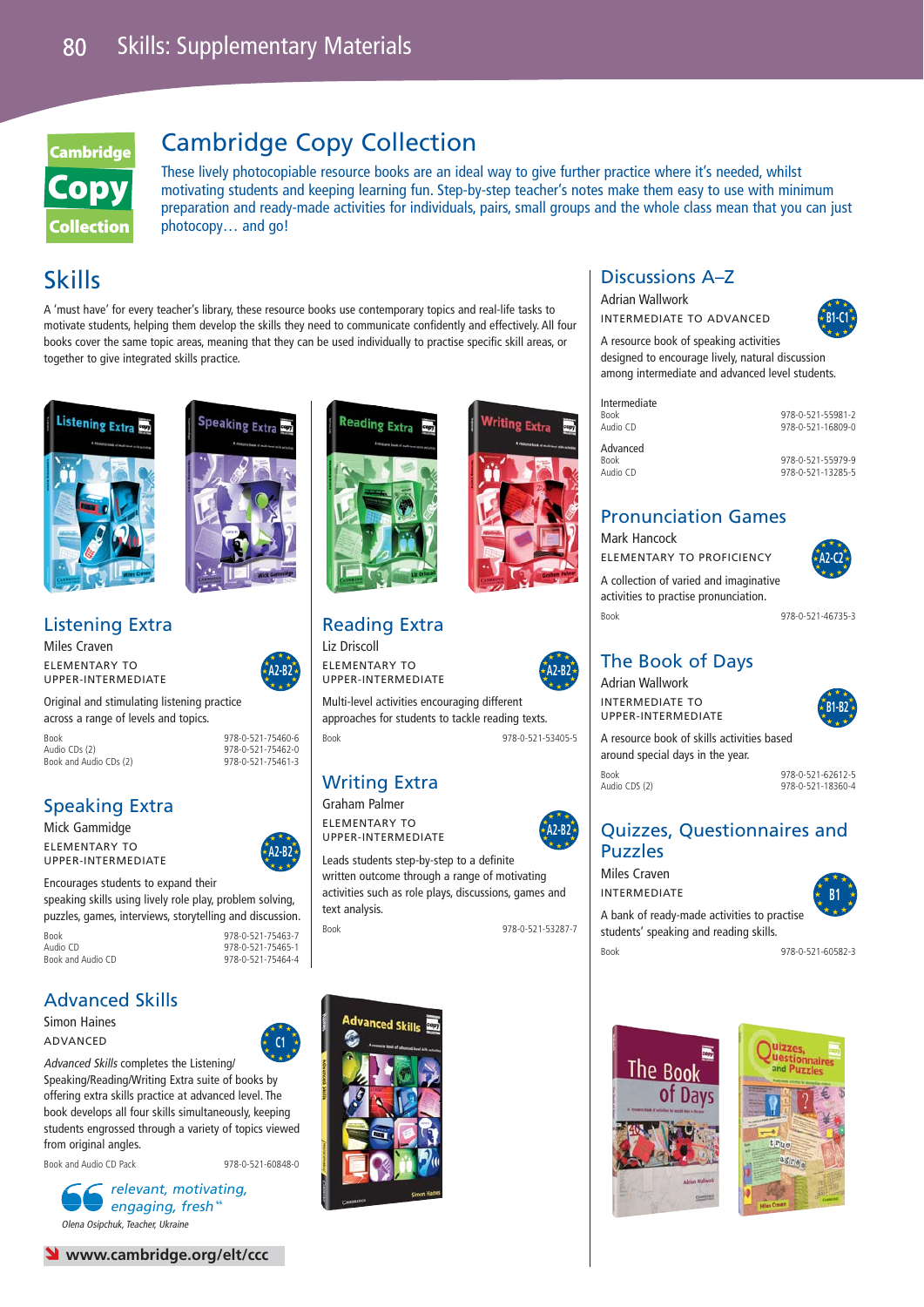# Cambridge Copy Collection

These lively photocopiable resource books are an ideal way to give further practice where it's needed, whilst motivating students and keeping learning fun. Step-by-step teacher's notes make them easy to use with minimum preparation and ready-made activities for individuals, pairs, small groups and the whole class mean that you can just photocopy… and go!

## Skills

A 'must have' for every teacher's library, these resource books use contemporary topics and real-life tasks to motivate students, helping them develop the skills they need to communicate confidently and effectively. All four books cover the same topic areas, meaning that they can be used individually to practise specific skill areas, or together to give integrated skills practice.

### Listening Extra

Miles Craven

ELEMENTARY TO UPPER-INTERMEDIATE

A2-B2

Original and stimulating listening practice across a range of levels and topics.

| | |
|---|---|
| Book | 978-0-521-75460-6 |
| Audio CDs (2) | 978-0-521-75462-0 |
| Book and Audio CDs (2) | 978-0-521-75461-3 |

### Speaking Extra

Mick Gammidge

ELEMENTARY TO UPPER-INTERMEDIATE

A2-B2

Encourages students to expand their speaking skills using lively role play, problem solving, puzzles, games, interviews, storytelling and discussion.

| | |
|---|---|
| Book | 978-0-521-75463-7 |
| Audio CD | 978-0-521-75465-1 |
| Book and Audio CD | 978-0-521-75464-4 |

### Reading Extra

Liz Driscoll

ELEMENTARY TO UPPER-INTERMEDIATE

A2-B2

Multi-level activities encouraging different approaches for students to tackle reading texts.

| | |
|---|---|
| Book | 978-0-521-53405-5 |

### Writing Extra

Graham Palmer

ELEMENTARY TO UPPER-INTERMEDIATE

A2-B2

Leads students step-by-step to a definite written outcome through a range of motivating activities such as role plays, discussions, games and text analysis.

| | |
|---|---|
| Book | 978-0-521-53287-7 |

### Advanced Skills

Simon Haines

ADVANCED

C1

*Advanced Skills* completes the Listening/Speaking/Reading/Writing Extra suite of books by offering extra skills practice at advanced level. The book develops all four skills simultaneously, keeping students engrossed through a variety of topics viewed from original angles.

| | |
|---|---|
| Book and Audio CD Pack | 978-0-521-60848-0 |

*"relevant, motivating, engaging, fresh"*

*Olena Osipchuk, Teacher, Ukraine*

www.cambridge.org/elt/ccc

### Discussions A–Z

Adrian Wallwork

INTERMEDIATE TO ADVANCED

B1-C1

A resource book of speaking activities designed to encourage lively, natural discussion among intermediate and advanced level students.

| | |
|---|---|
| **Intermediate** | |
| Book | 978-0-521-55981-2 |
| Audio CD | 978-0-521-16809-0 |
| **Advanced** | |
| Book | 978-0-521-55979-9 |
| Audio CD | 978-0-521-13285-5 |

### Pronunciation Games

Mark Hancock

ELEMENTARY TO PROFICIENCY

A2-C2

A collection of varied and imaginative activities to practise pronunciation.

| | |
|---|---|
| Book | 978-0-521-46735-3 |

### The Book of Days

Adrian Wallwork

INTERMEDIATE TO UPPER-INTERMEDIATE

B1-B2

A resource book of skills activities based around special days in the year.

| | |
|---|---|
| Book | 978-0-521-62612-5 |
| Audio CDS (2) | 978-0-521-18360-4 |

### Quizzes, Questionnaires and Puzzles

Miles Craven

INTERMEDIATE

B1

A bank of ready-made activities to practise students' speaking and reading skills.

| | |
|---|---|
| Book | 978-0-521-60582-3 |